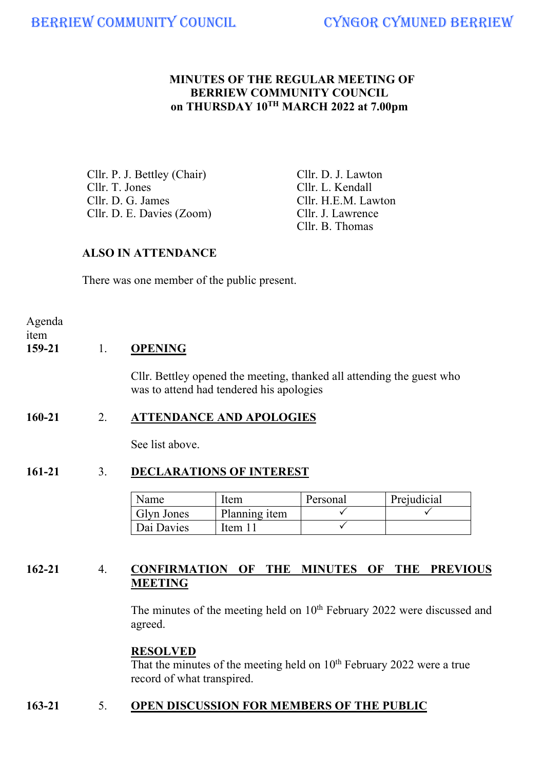BERRIEW COMMUNITY COUNCIL CYNGOR CYMUNED BERRIEW

# MINUTES OF THE REGULAR MEETING OF BERRIEW COMMUNITY COUNCIL on THURSDAY 10TH MARCH 2022 at 7.00pm

Cllr. P. J. Bettley (Chair)
Cllr. T. Jones
Cllr. D. G. James
Cllr. D. E. Davies (Zoom)
Cllr. D. J. Lawton
Cllr. L. Kendall
Cllr. H.E.M. Lawton
Cllr. J. Lawrence
Cllr. B. Thomas

**ALSO IN ATTENDANCE**

There was one member of the public present.

Agenda item

**159-21** 1. **OPENING**

Cllr. Bettley opened the meeting, thanked all attending the guest who was to attend had tendered his apologies

**160-21** 2. **ATTENDANCE AND APOLOGIES**

See list above.

**161-21** 3. **DECLARATIONS OF INTEREST**

| Name | Item | Personal | Prejudicial |
|---|---|---|---|
| Glyn Jones | Planning item | ✓ | ✓ |
| Dai Davies | Item 11 | ✓ | |

**162-21** 4. **CONFIRMATION OF THE MINUTES OF THE PREVIOUS MEETING**

The minutes of the meeting held on 10th February 2022 were discussed and agreed.

**RESOLVED**
That the minutes of the meeting held on 10th February 2022 were a true record of what transpired.

**163-21** 5. **OPEN DISCUSSION FOR MEMBERS OF THE PUBLIC**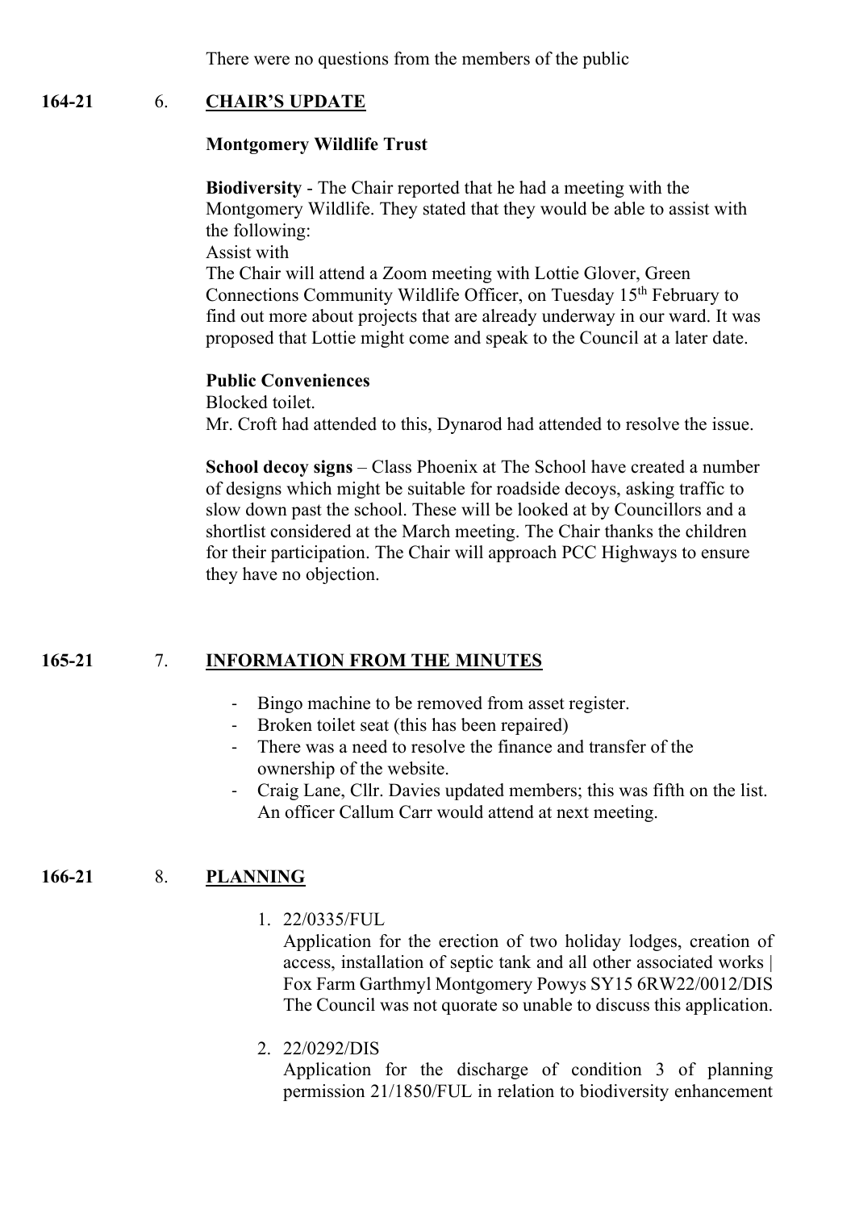There were no questions from the members of the public

**164-21** 6. **CHAIR'S UPDATE**

**Montgomery Wildlife Trust**

**Biodiversity** - The Chair reported that he had a meeting with the Montgomery Wildlife. They stated that they would be able to assist with the following:
Assist with
The Chair will attend a Zoom meeting with Lottie Glover, Green Connections Community Wildlife Officer, on Tuesday 15th February to find out more about projects that are already underway in our ward. It was proposed that Lottie might come and speak to the Council at a later date.

**Public Conveniences**
Blocked toilet.
Mr. Croft had attended to this, Dynarod had attended to resolve the issue.

**School decoy signs** – Class Phoenix at The School have created a number of designs which might be suitable for roadside decoys, asking traffic to slow down past the school. These will be looked at by Councillors and a shortlist considered at the March meeting. The Chair thanks the children for their participation. The Chair will approach PCC Highways to ensure they have no objection.

**165-21** 7. **INFORMATION FROM THE MINUTES**

- Bingo machine to be removed from asset register.
- Broken toilet seat (this has been repaired)
- There was a need to resolve the finance and transfer of the ownership of the website.
- Craig Lane, Cllr. Davies updated members; this was fifth on the list. An officer Callum Carr would attend at next meeting.

**166-21** 8. **PLANNING**

1. 22/0335/FUL
   Application for the erection of two holiday lodges, creation of access, installation of septic tank and all other associated works | Fox Farm Garthmyl Montgomery Powys SY15 6RW22/0012/DIS
   The Council was not quorate so unable to discuss this application.

2. 22/0292/DIS
   Application for the discharge of condition 3 of planning permission 21/1850/FUL in relation to biodiversity enhancement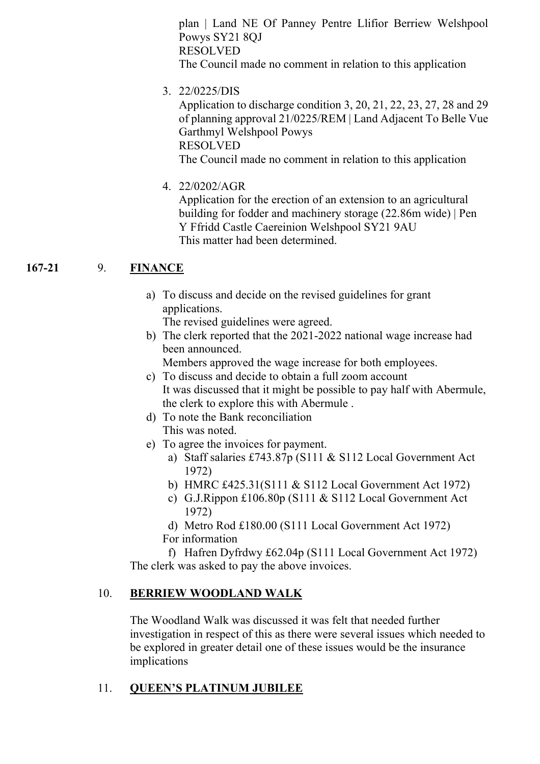plan | Land NE Of Panney Pentre Llifior Berriew Welshpool Powys SY21 8QJ
RESOLVED
The Council made no comment in relation to this application

3. 22/0225/DIS
   Application to discharge condition 3, 20, 21, 22, 23, 27, 28 and 29 of planning approval 21/0225/REM | Land Adjacent To Belle Vue Garthmyl Welshpool Powys
   RESOLVED
   The Council made no comment in relation to this application

4. 22/0202/AGR
   Application for the erection of an extension to an agricultural building for fodder and machinery storage (22.86m wide) | Pen Y Ffridd Castle Caereinion Welshpool SY21 9AU
   This matter had been determined.

**167-21** 9. **FINANCE**

a) To discuss and decide on the revised guidelines for grant applications.
   The revised guidelines were agreed.
b) The clerk reported that the 2021-2022 national wage increase had been announced.
   Members approved the wage increase for both employees.
c) To discuss and decide to obtain a full zoom account
   It was discussed that it might be possible to pay half with Abermule, the clerk to explore this with Abermule .
d) To note the Bank reconciliation
   This was noted.
e) To agree the invoices for payment.
   a) Staff salaries £743.87p (S111 & S112 Local Government Act 1972)
   b) HMRC £425.31(S111 & S112 Local Government Act 1972)
   c) G.J.Rippon £106.80p (S111 & S112 Local Government Act 1972)
   d) Metro Rod £180.00 (S111 Local Government Act 1972)
   
   For information
   
   f) Hafren Dyfrdwy £62.04p (S111 Local Government Act 1972)

The clerk was asked to pay the above invoices.

10. **BERRIEW WOODLAND WALK**

The Woodland Walk was discussed it was felt that needed further investigation in respect of this as there were several issues which needed to be explored in greater detail one of these issues would be the insurance implications

11. **QUEEN'S PLATINUM JUBILEE**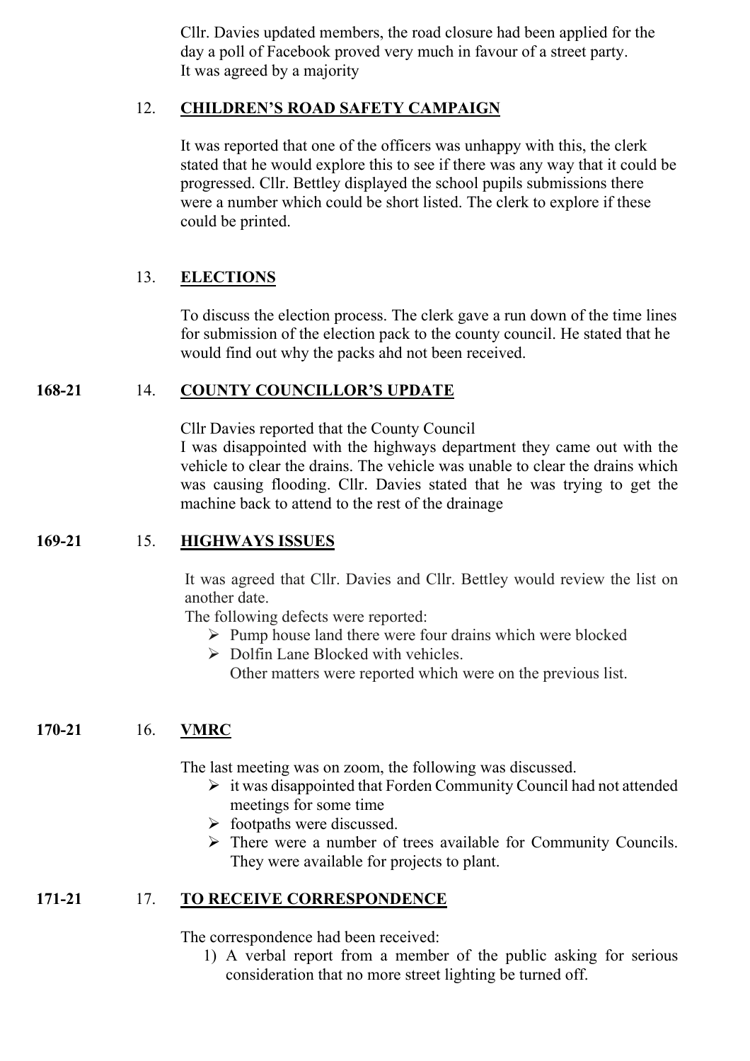Cllr. Davies updated members, the road closure had been applied for the day a poll of Facebook proved very much in favour of a street party.
It was agreed by a majority

12. **CHILDREN'S ROAD SAFETY CAMPAIGN**

It was reported that one of the officers was unhappy with this, the clerk stated that he would explore this to see if there was any way that it could be progressed. Cllr. Bettley displayed the school pupils submissions there were a number which could be short listed. The clerk to explore if these could be printed.

13. **ELECTIONS**

To discuss the election process. The clerk gave a run down of the time lines for submission of the election pack to the county council. He stated that he would find out why the packs ahd not been received.

**168-21** 14. **COUNTY COUNCILLOR'S UPDATE**

Cllr Davies reported that the County Council
I was disappointed with the highways department they came out with the vehicle to clear the drains. The vehicle was unable to clear the drains which was causing flooding. Cllr. Davies stated that he was trying to get the machine back to attend to the rest of the drainage

**169-21** 15. **HIGHWAYS ISSUES**

It was agreed that Cllr. Davies and Cllr. Bettley would review the list on another date.
The following defects were reported:

- Pump house land there were four drains which were blocked
- Dolfin Lane Blocked with vehicles.
  Other matters were reported which were on the previous list.

**170-21** 16. **VMRC**

The last meeting was on zoom, the following was discussed.

- it was disappointed that Forden Community Council had not attended meetings for some time
- footpaths were discussed.
- There were a number of trees available for Community Councils. They were available for projects to plant.

**171-21** 17. **TO RECEIVE CORRESPONDENCE**

The correspondence had been received:

1) A verbal report from a member of the public asking for serious consideration that no more street lighting be turned off.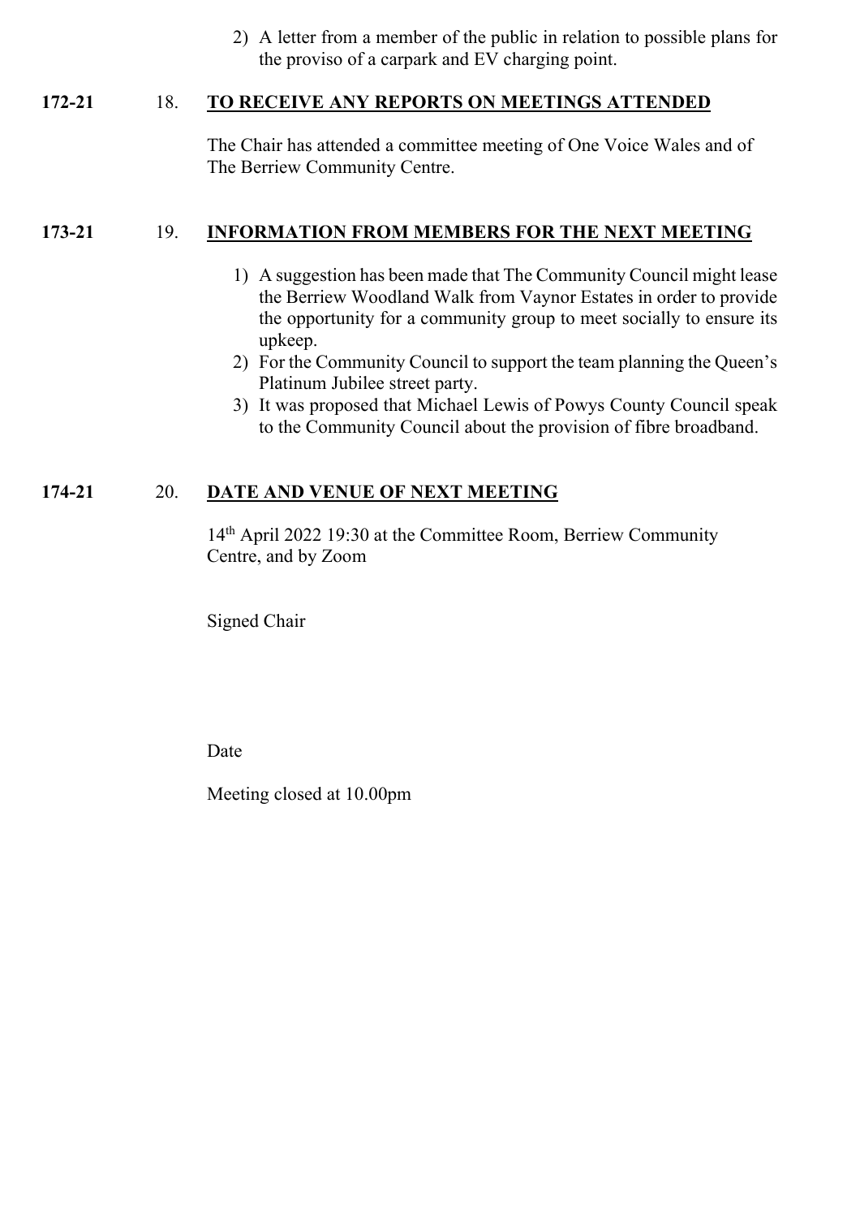2) A letter from a member of the public in relation to possible plans for the proviso of a carpark and EV charging point.

**172-21** 18. **TO RECEIVE ANY REPORTS ON MEETINGS ATTENDED**

The Chair has attended a committee meeting of One Voice Wales and of The Berriew Community Centre.

**173-21** 19. **INFORMATION FROM MEMBERS FOR THE NEXT MEETING**

1) A suggestion has been made that The Community Council might lease the Berriew Woodland Walk from Vaynor Estates in order to provide the opportunity for a community group to meet socially to ensure its upkeep.
2) For the Community Council to support the team planning the Queen's Platinum Jubilee street party.
3) It was proposed that Michael Lewis of Powys County Council speak to the Community Council about the provision of fibre broadband.

**174-21** 20. **DATE AND VENUE OF NEXT MEETING**

14th April 2022 19:30 at the Committee Room, Berriew Community Centre, and by Zoom

Signed Chair

Date

Meeting closed at 10.00pm